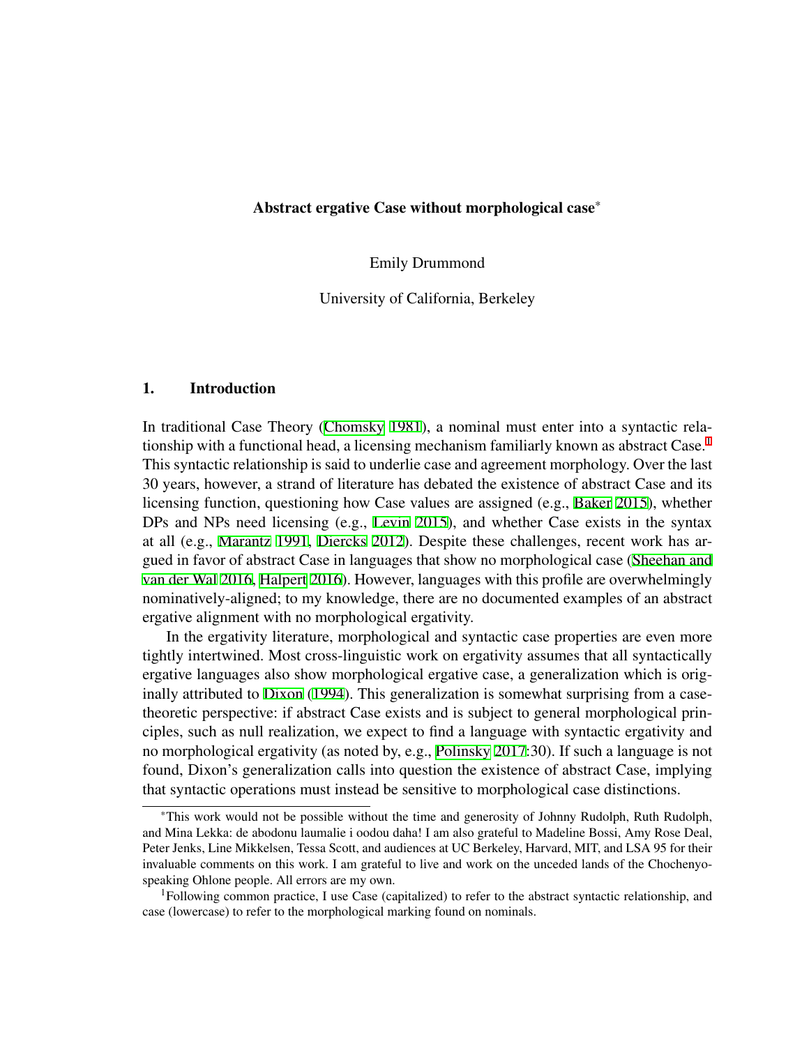# Abstract ergative Case without morphological case*

Emily Drummond

University of California, Berkeley

## 1. Introduction

In traditional Case Theory (Chomsky 1981), a nominal must enter into a syntactic relationship with a functional head, a licensing mechanism familiarly known as abstract Case.[1] This syntactic relationship is said to underlie case and agreement morphology. Over the last 30 years, however, a strand of literature has debated the existence of abstract Case and its licensing function, questioning how Case values are assigned (e.g., Baker 2015), whether DPs and NPs need licensing (e.g., Levin 2015), and whether Case exists in the syntax at all (e.g., Marantz 1991, Diercks 2012). Despite these challenges, recent work has argued in favor of abstract Case in languages that show no morphological case (Sheehan and van der Wal 2016, Halpert 2016). However, languages with this profile are overwhelmingly nominatively-aligned; to my knowledge, there are no documented examples of an abstract ergative alignment with no morphological ergativity.

In the ergativity literature, morphological and syntactic case properties are even more tightly intertwined. Most cross-linguistic work on ergativity assumes that all syntactically ergative languages also show morphological ergative case, a generalization which is originally attributed to Dixon (1994). This generalization is somewhat surprising from a case-theoretic perspective: if abstract Case exists and is subject to general morphological principles, such as null realization, we expect to find a language with syntactic ergativity and no morphological ergativity (as noted by, e.g., Polinsky 2017:30). If such a language is not found, Dixon's generalization calls into question the existence of abstract Case, implying that syntactic operations must instead be sensitive to morphological case distinctions.

*This work would not be possible without the time and generosity of Johnny Rudolph, Ruth Rudolph, and Mina Lekka: de abodonu laumalie i oodou daha! I am also grateful to Madeline Bossi, Amy Rose Deal, Peter Jenks, Line Mikkelsen, Tessa Scott, and audiences at UC Berkeley, Harvard, MIT, and LSA 95 for their invaluable comments on this work. I am grateful to live and work on the unceded lands of the Chochenyo-speaking Ohlone people. All errors are my own.

[1]Following common practice, I use Case (capitalized) to refer to the abstract syntactic relationship, and case (lowercase) to refer to the morphological marking found on nominals.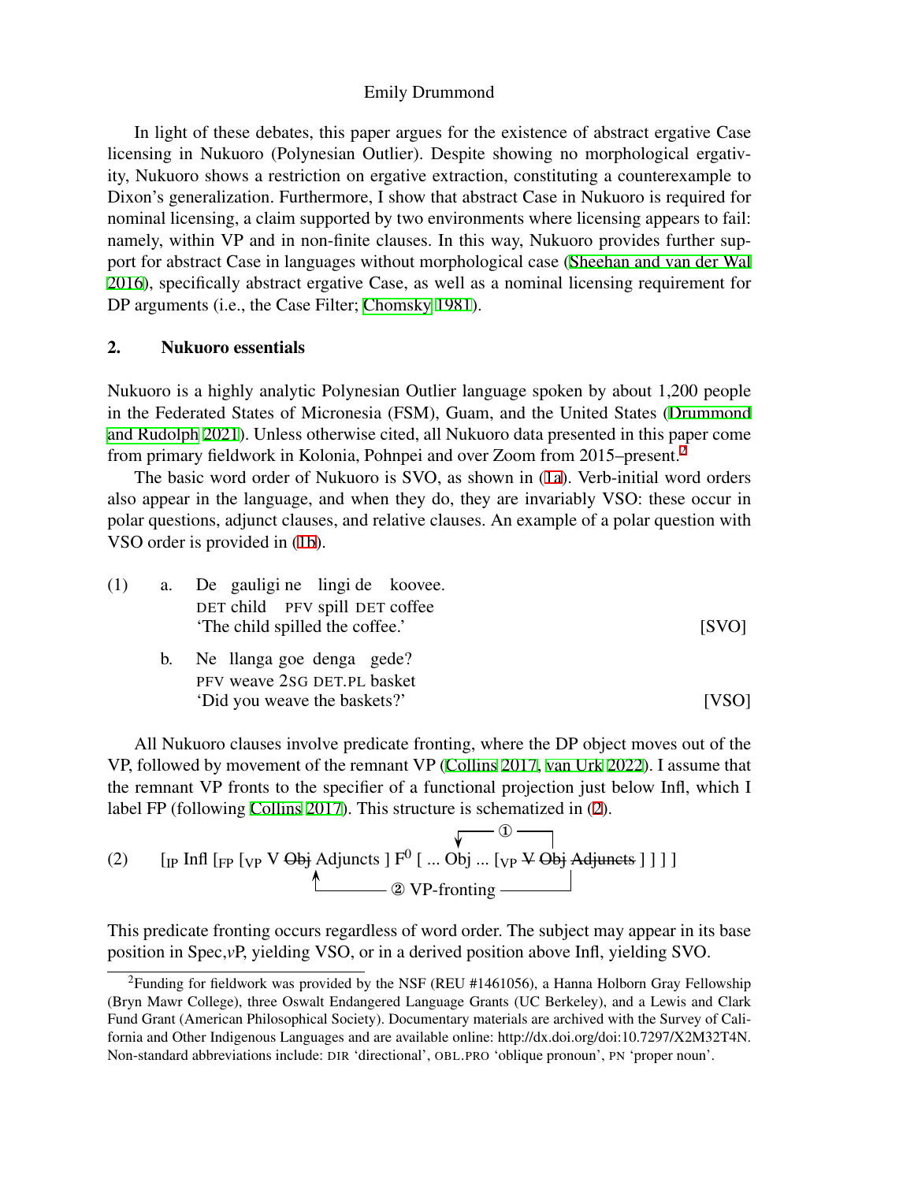In light of these debates, this paper argues for the existence of abstract ergative Case licensing in Nukuoro (Polynesian Outlier). Despite showing no morphological ergativity, Nukuoro shows a restriction on ergative extraction, constituting a counterexample to Dixon's generalization. Furthermore, I show that abstract Case in Nukuoro is required for nominal licensing, a claim supported by two environments where licensing appears to fail: namely, within VP and in non-finite clauses. In this way, Nukuoro provides further support for abstract Case in languages without morphological case (Sheehan and van der Wal 2016), specifically abstract ergative Case, as well as a nominal licensing requirement for DP arguments (i.e., the Case Filter; Chomsky 1981).

## 2. Nukuoro essentials

Nukuoro is a highly analytic Polynesian Outlier language spoken by about 1,200 people in the Federated States of Micronesia (FSM), Guam, and the United States (Drummond and Rudolph 2021). Unless otherwise cited, all Nukuoro data presented in this paper come from primary fieldwork in Kolonia, Pohnpei and over Zoom from 2015–present.[2]

The basic word order of Nukuoro is SVO, as shown in (1a). Verb-initial word orders also appear in the language, and when they do, they are invariably VSO: these occur in polar questions, adjunct clauses, and relative clauses. An example of a polar question with VSO order is provided in (1b).

(1) a. De gauligi ne lingi de koovee.
DET child PFV spill DET coffee
'The child spilled the coffee.' [SVO]

b. Ne llanga goe denga gede?
PFV weave 2SG DET.PL basket
'Did you weave the baskets?' [VSO]

All Nukuoro clauses involve predicate fronting, where the DP object moves out of the VP, followed by movement of the remnant VP (Collins 2017, van Urk 2022). I assume that the remnant VP fronts to the specifier of a functional projection just below Infl, which I label FP (following Collins 2017). This structure is schematized in (2).

(2) [$_{IP}$ Infl [$_{FP}$ [$_{VP}$ V ~~Obj~~ Adjuncts ] F$^0$ [ ... Obj ... [$_{VP}$ ~~V~~ ~~Obj~~ ~~Adjuncts~~ ] ] ] ]
① (Obj moves from VP to the position marked "... Obj ...")
② VP-fronting (remnant VP moves to Spec,FP)

This predicate fronting occurs regardless of word order. The subject may appear in its base position in Spec,*v*P, yielding VSO, or in a derived position above Infl, yielding SVO.

[2] Funding for fieldwork was provided by the NSF (REU #1461056), a Hanna Holborn Gray Fellowship (Bryn Mawr College), three Oswalt Endangered Language Grants (UC Berkeley), and a Lewis and Clark Fund Grant (American Philosophical Society). Documentary materials are archived with the Survey of California and Other Indigenous Languages and are available online: http://dx.doi.org/doi:10.7297/X2M32T4N. Non-standard abbreviations include: DIR 'directional', OBL.PRO 'oblique pronoun', PN 'proper noun'.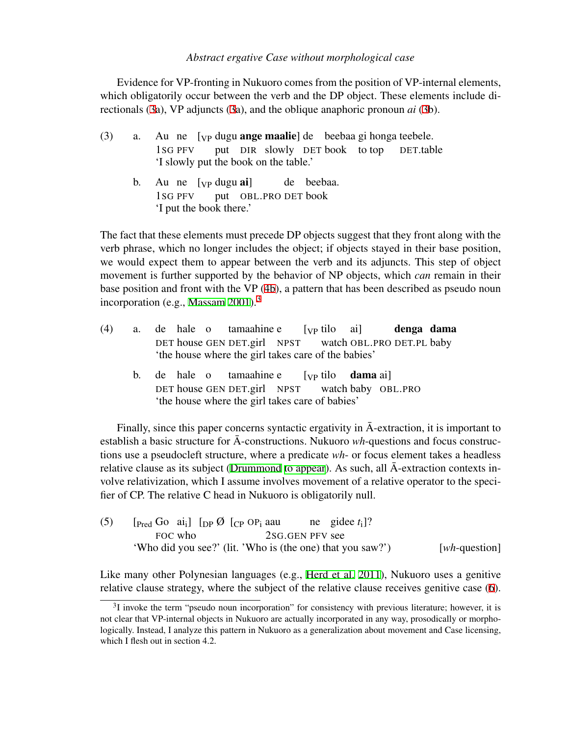Evidence for VP-fronting in Nukuoro comes from the position of VP-internal elements, which obligatorily occur between the verb and the DP object. These elements include directionals (3a), VP adjuncts (3a), and the oblique anaphoric pronoun *ai* (3b).

(3) a. Au ne [$_{VP}$ dugu **ange maalie**] de beebaa gi honga teebele.
 1SG PFV put DIR slowly DET book to top DET.table
 'I slowly put the book on the table.'

 b. Au ne [$_{VP}$ dugu **ai**] de beebaa.
 1SG PFV put OBL.PRO DET book
 'I put the book there.'

The fact that these elements must precede DP objects suggest that they front along with the verb phrase, which no longer includes the object; if objects stayed in their base position, we would expect them to appear between the verb and its adjuncts. This step of object movement is further supported by the behavior of NP objects, which *can* remain in their base position and front with the VP (4b), a pattern that has been described as pseudo noun incorporation (e.g., Massam 2001).[3]

(4) a. de hale o tamaahine e [$_{VP}$ tilo ai] **denga dama**
 DET house GEN DET.girl NPST watch OBL.PRO DET.PL baby
 'the house where the girl takes care of the babies'

 b. de hale o tamaahine e [$_{VP}$ tilo **dama** ai]
 DET house GEN DET.girl NPST watch baby OBL.PRO
 'the house where the girl takes care of babies'

Finally, since this paper concerns syntactic ergativity in Ā-extraction, it is important to establish a basic structure for Ā-constructions. Nukuoro *wh*-questions and focus constructions use a pseudocleft structure, where a predicate *wh*- or focus element takes a headless relative clause as its subject (Drummond to appear). As such, all Ā-extraction contexts involve relativization, which I assume involves movement of a relative operator to the specifier of CP. The relative C head in Nukuoro is obligatorily null.

(5) [$_{Pred}$ Go ai$_i$] [$_{DP}$ Ø [$_{CP}$ OP$_i$ aau ne gidee $t_i$]?
 FOC who 2SG.GEN PFV see
 'Who did you see?' (lit. 'Who is (the one) that you saw?') [*wh*-question]

Like many other Polynesian languages (e.g., Herd et al. 2011), Nukuoro uses a genitive relative clause strategy, where the subject of the relative clause receives genitive case (6).

[3] I invoke the term "pseudo noun incorporation" for consistency with previous literature; however, it is not clear that VP-internal objects in Nukuoro are actually incorporated in any way, prosodically or morphologically. Instead, I analyze this pattern in Nukuoro as a generalization about movement and Case licensing, which I flesh out in section 4.2.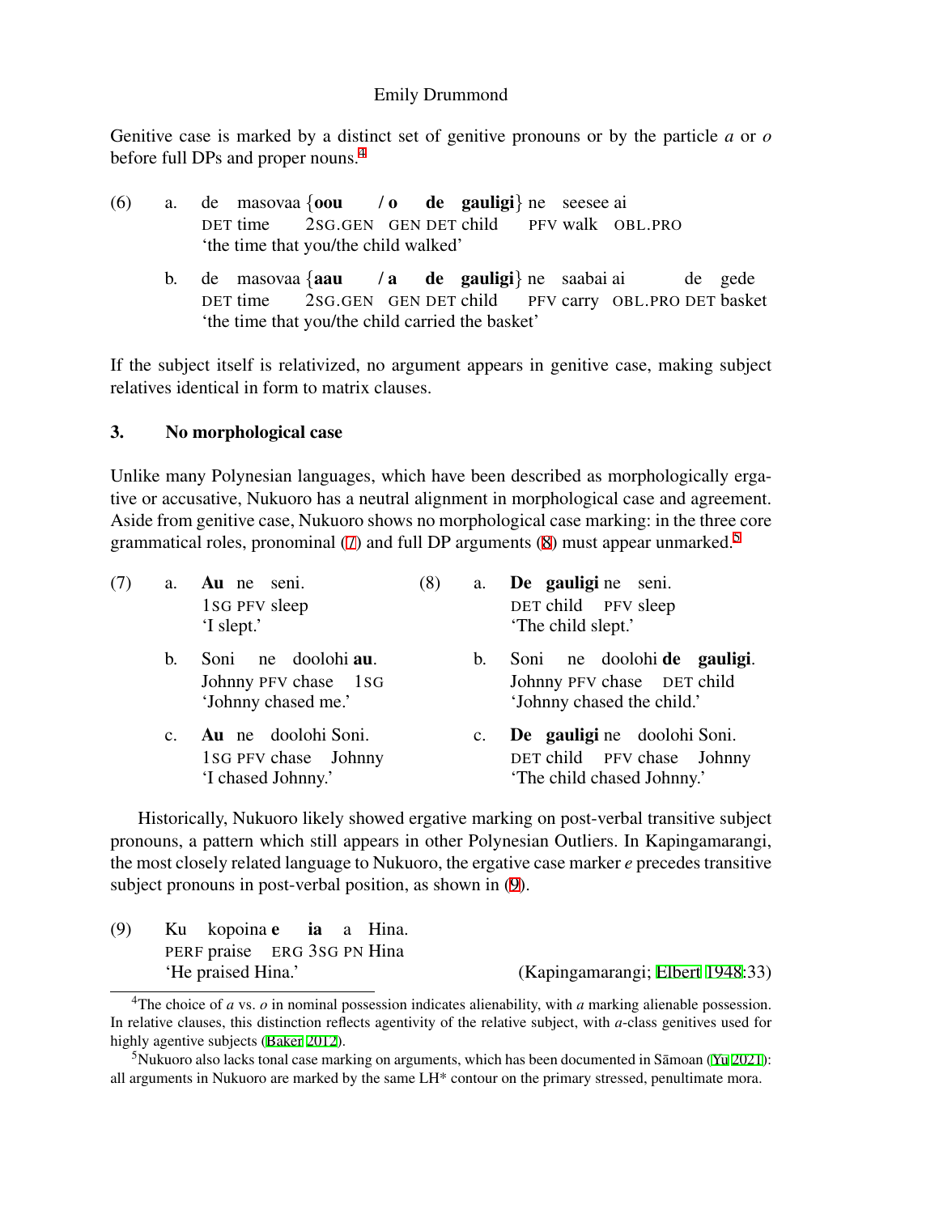Genitive case is marked by a distinct set of genitive pronouns or by the particle *a* or *o* before full DPs and proper nouns.[4]

(6) a. de masovaa {**oou** / **o de gauligi**} ne seesee ai
DET time 2SG.GEN GEN DET child PFV walk OBL.PRO
'the time that you/the child walked'

b. de masovaa {**aau** / **a de gauligi**} ne saabai ai de gede
DET time 2SG.GEN GEN DET child PFV carry OBL.PRO DET basket
'the time that you/the child carried the basket'

If the subject itself is relativized, no argument appears in genitive case, making subject relatives identical in form to matrix clauses.

## 3. No morphological case

Unlike many Polynesian languages, which have been described as morphologically ergative or accusative, Nukuoro has a neutral alignment in morphological case and agreement. Aside from genitive case, Nukuoro shows no morphological case marking: in the three core grammatical roles, pronominal (7) and full DP arguments (8) must appear unmarked.[5]

(7) a. **Au** ne seni.
1SG PFV sleep
'I slept.'

b. Soni ne doolohi **au**.
Johnny PFV chase 1SG
'Johnny chased me.'

c. **Au** ne doolohi Soni.
1SG PFV chase Johnny
'I chased Johnny.'

(8) a. **De gauligi** ne seni.
DET child PFV sleep
'The child slept.'

b. Soni ne doolohi **de gauligi**.
Johnny PFV chase DET child
'Johnny chased the child.'

c. **De gauligi** ne doolohi Soni.
DET child PFV chase Johnny
'The child chased Johnny.'

Historically, Nukuoro likely showed ergative marking on post-verbal transitive subject pronouns, a pattern which still appears in other Polynesian Outliers. In Kapingamarangi, the most closely related language to Nukuoro, the ergative case marker *e* precedes transitive subject pronouns in post-verbal position, as shown in (9).

(9) Ku kopoina **e ia** a Hina.
PERF praise ERG 3SG PN Hina
'He praised Hina.' (Kapingamarangi; Elbert 1948:33)

---

[4] The choice of *a* vs. *o* in nominal possession indicates alienability, with *a* marking alienable possession. In relative clauses, this distinction reflects agentivity of the relative subject, with *a*-class genitives used for highly agentive subjects (Baker 2012).

[5] Nukuoro also lacks tonal case marking on arguments, which has been documented in Sāmoan (Yu 2021): all arguments in Nukuoro are marked by the same LH* contour on the primary stressed, penultimate mora.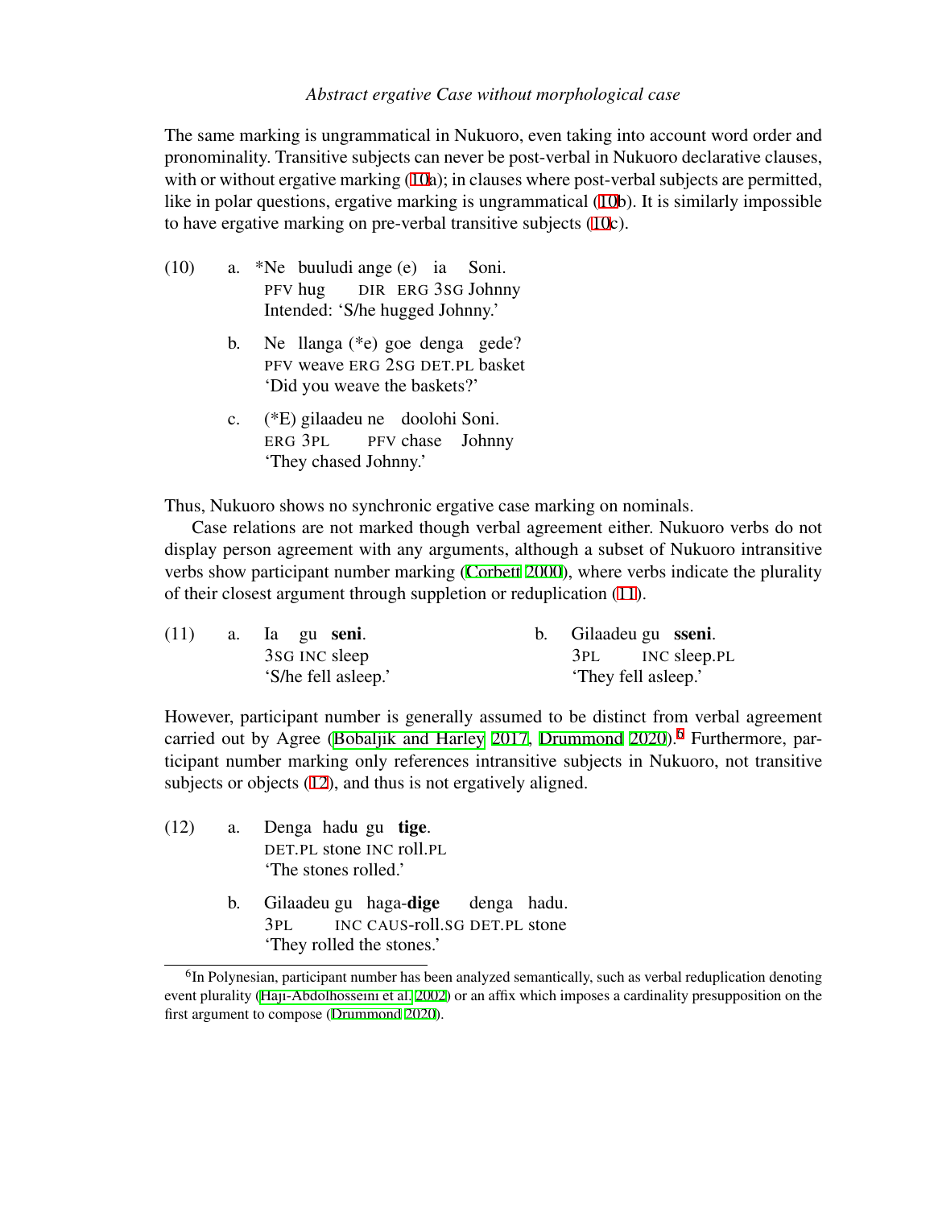The same marking is ungrammatical in Nukuoro, even taking into account word order and pronominality. Transitive subjects can never be post-verbal in Nukuoro declarative clauses, with or without ergative marking (10a); in clauses where post-verbal subjects are permitted, like in polar questions, ergative marking is ungrammatical (10b). It is similarly impossible to have ergative marking on pre-verbal transitive subjects (10c).

(10) a. *Ne buuludi ange (e) ia Soni.
PFV hug DIR ERG 3SG Johnny
Intended: 'S/he hugged Johnny.'

b. Ne llanga (*e) goe denga gede?
PFV weave ERG 2SG DET.PL basket
'Did you weave the baskets?'

c. (*E) gilaadeu ne doolohi Soni.
ERG 3PL PFV chase Johnny
'They chased Johnny.'

Thus, Nukuoro shows no synchronic ergative case marking on nominals.

Case relations are not marked though verbal agreement either. Nukuoro verbs do not display person agreement with any arguments, although a subset of Nukuoro intransitive verbs show participant number marking (Corbett 2000), where verbs indicate the plurality of their closest argument through suppletion or reduplication (11).

(11) a. Ia gu **seni**.
3SG INC sleep
'S/he fell asleep.'

b. Gilaadeu gu **sseni**.
3PL INC sleep.PL
'They fell asleep.'

However, participant number is generally assumed to be distinct from verbal agreement carried out by Agree (Bobaljik and Harley 2017, Drummond 2020).[6] Furthermore, participant number marking only references intransitive subjects in Nukuoro, not transitive subjects or objects (12), and thus is not ergatively aligned.

(12) a. Denga hadu gu **tige**.
DET.PL stone INC roll.PL
'The stones rolled.'

b. Gilaadeu gu haga-**dige** denga hadu.
3PL INC CAUS-roll.SG DET.PL stone
'They rolled the stones.'

[6] In Polynesian, participant number has been analyzed semantically, such as verbal reduplication denoting event plurality (Hajı-Abdolhosseını et al. 2002) or an affix which imposes a cardinality presupposition on the first argument to compose (Drummond 2020).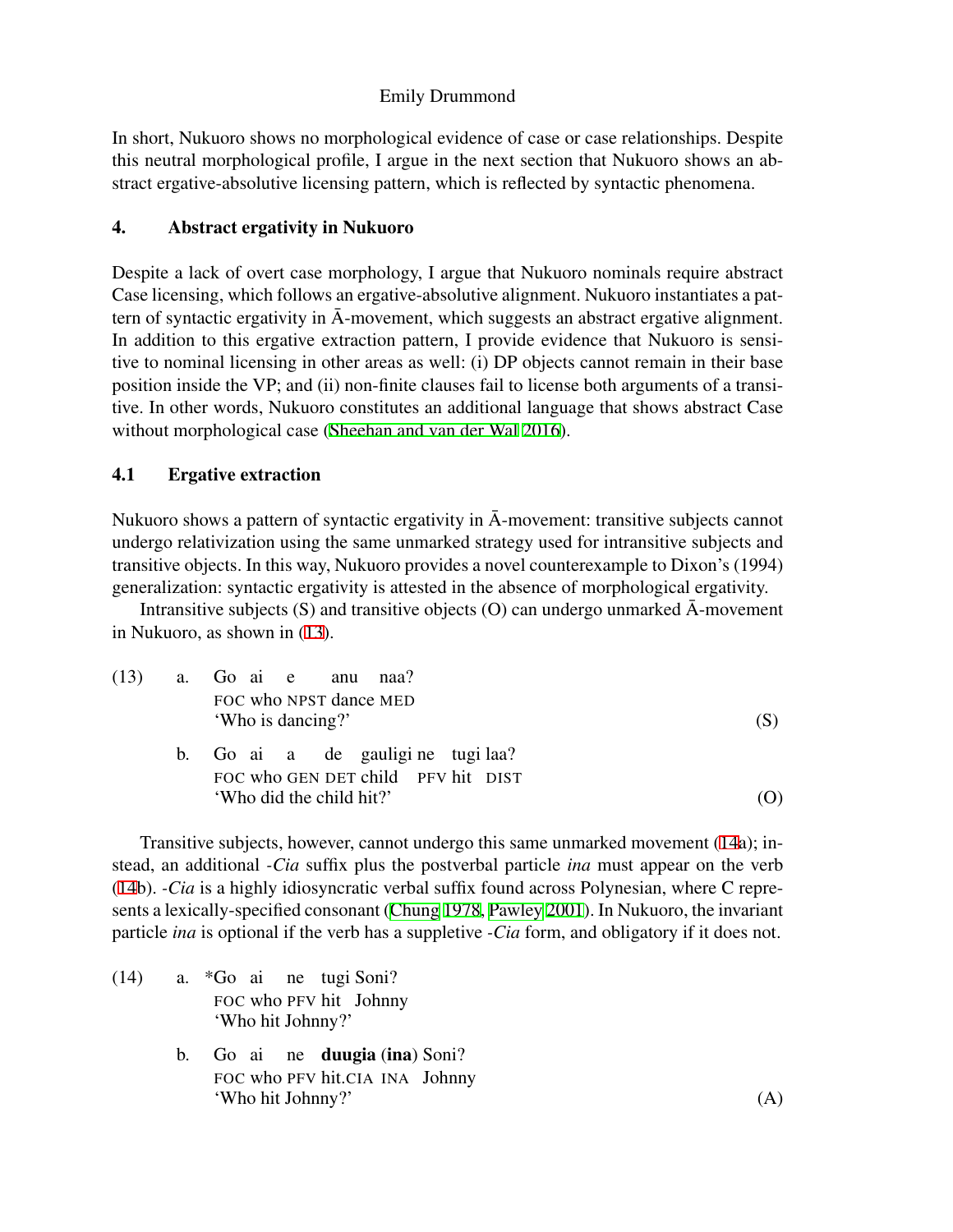In short, Nukuoro shows no morphological evidence of case or case relationships. Despite this neutral morphological profile, I argue in the next section that Nukuoro shows an abstract ergative-absolutive licensing pattern, which is reflected by syntactic phenomena.

## 4. Abstract ergativity in Nukuoro

Despite a lack of overt case morphology, I argue that Nukuoro nominals require abstract Case licensing, which follows an ergative-absolutive alignment. Nukuoro instantiates a pattern of syntactic ergativity in Ā-movement, which suggests an abstract ergative alignment. In addition to this ergative extraction pattern, I provide evidence that Nukuoro is sensitive to nominal licensing in other areas as well: (i) DP objects cannot remain in their base position inside the VP; and (ii) non-finite clauses fail to license both arguments of a transitive. In other words, Nukuoro constitutes an additional language that shows abstract Case without morphological case (Sheehan and van der Wal 2016).

### 4.1 Ergative extraction

Nukuoro shows a pattern of syntactic ergativity in Ā-movement: transitive subjects cannot undergo relativization using the same unmarked strategy used for intransitive subjects and transitive objects. In this way, Nukuoro provides a novel counterexample to Dixon's (1994) generalization: syntactic ergativity is attested in the absence of morphological ergativity.

Intransitive subjects (S) and transitive objects (O) can undergo unmarked Ā-movement in Nukuoro, as shown in (13).

(13) a. Go ai e anu naa?
FOC who NPST dance MED
'Who is dancing?' (S)

b. Go ai a de gauligi ne tugi laa?
FOC who GEN DET child PFV hit DIST
'Who did the child hit?' (O)

Transitive subjects, however, cannot undergo this same unmarked movement (14a); instead, an additional *-Cia* suffix plus the postverbal particle *ina* must appear on the verb (14b). *-Cia* is a highly idiosyncratic verbal suffix found across Polynesian, where C represents a lexically-specified consonant (Chung 1978, Pawley 2001). In Nukuoro, the invariant particle *ina* is optional if the verb has a suppletive *-Cia* form, and obligatory if it does not.

(14) a. *Go ai ne tugi Soni?
FOC who PFV hit Johnny
'Who hit Johnny?'

b. Go ai ne **duugia** (**ina**) Soni?
FOC who PFV hit.CIA INA Johnny
'Who hit Johnny?' (A)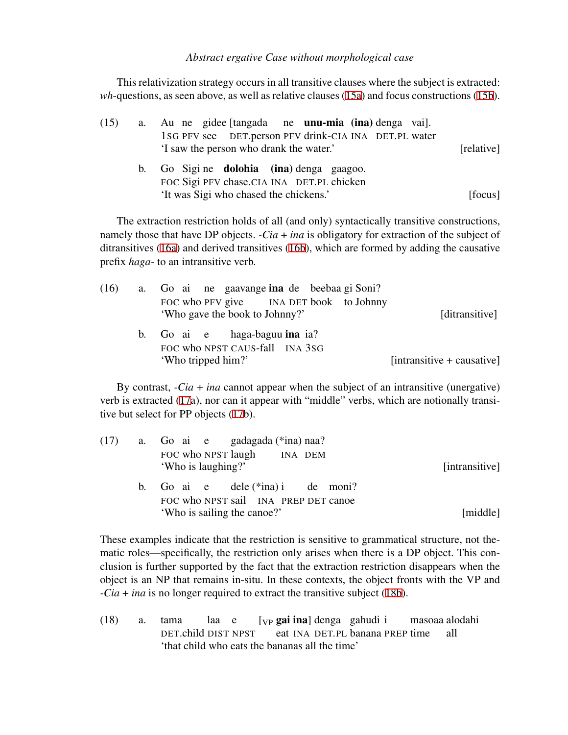This relativization strategy occurs in all transitive clauses where the subject is extracted: *wh*-questions, as seen above, as well as relative clauses (15a) and focus constructions (15b).

(15) a. Au ne gidee [tangada ne **unu-mia** **(ina)** denga vai].
   1SG PFV see DET.person PFV drink-CIA INA DET.PL water
   'I saw the person who drank the water.' [relative]

  b. Go Sigi ne **dolohia** **(ina)** denga gaagoo.
   FOC Sigi PFV chase.CIA INA DET.PL chicken
   'It was Sigi who chased the chickens.' [focus]

The extraction restriction holds of all (and only) syntactically transitive constructions, namely those that have DP objects. *-Cia* + *ina* is obligatory for extraction of the subject of ditransitives (16a) and derived transitives (16b), which are formed by adding the causative prefix *haga-* to an intransitive verb.

(16) a. Go ai ne gaavange **ina** de beebaa gi Soni?
   FOC who PFV give INA DET book to Johnny
   'Who gave the book to Johnny?' [ditransitive]

  b. Go ai e haga-baguu **ina** ia?
   FOC who NPST CAUS-fall INA 3SG
   'Who tripped him?' [intransitive + causative]

By contrast, *-Cia* + *ina* cannot appear when the subject of an intransitive (unergative) verb is extracted (17a), nor can it appear with "middle" verbs, which are notionally transitive but select for PP objects (17b).

(17) a. Go ai e gadagada (*ina) naa?
   FOC who NPST laugh INA DEM
   'Who is laughing?' [intransitive]

  b. Go ai e dele (*ina) i de moni?
   FOC who NPST sail INA PREP DET canoe
   'Who is sailing the canoe?' [middle]

These examples indicate that the restriction is sensitive to grammatical structure, not thematic roles—specifically, the restriction only arises when there is a DP object. This conclusion is further supported by the fact that the extraction restriction disappears when the object is an NP that remains in-situ. In these contexts, the object fronts with the VP and *-Cia* + *ina* is no longer required to extract the transitive subject (18b).

(18) a. tama laa e [$_{VP}$ **gai ina**] denga gahudi i masoaa alodahi
   DET.child DIST NPST eat INA DET.PL banana PREP time all
   'that child who eats the bananas all the time'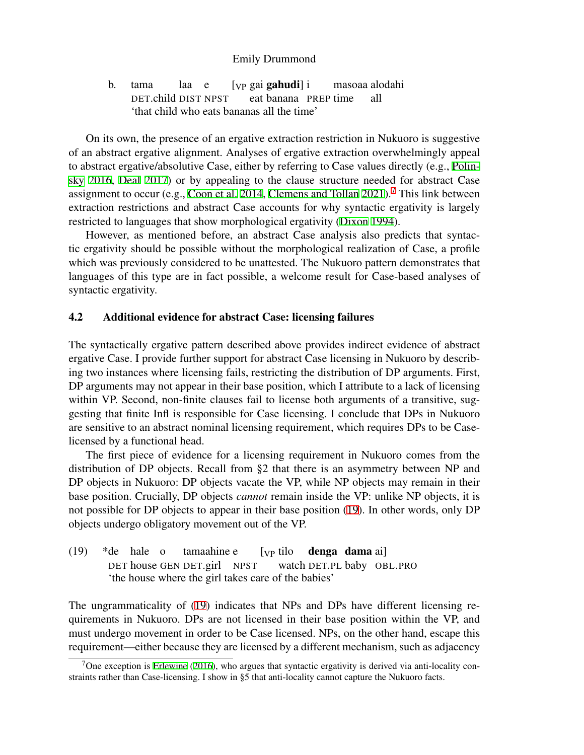b. tama laa e [$_{VP}$ gai **gahudi**] i masoaa alodahi
   DET.child DIST NPST eat banana PREP time all
   'that child who eats bananas all the time'

On its own, the presence of an ergative extraction restriction in Nukuoro is suggestive of an abstract ergative alignment. Analyses of ergative extraction overwhelmingly appeal to abstract ergative/absolutive Case, either by referring to Case values directly (e.g., Polinsky 2016, Deal 2017) or by appealing to the clause structure needed for abstract Case assignment to occur (e.g., Coon et al. 2014, Clemens and Tollan 2021).[7] This link between extraction restrictions and abstract Case accounts for why syntactic ergativity is largely restricted to languages that show morphological ergativity (Dixon 1994).

However, as mentioned before, an abstract Case analysis also predicts that syntactic ergativity should be possible without the morphological realization of Case, a profile which was previously considered to be unattested. The Nukuoro pattern demonstrates that languages of this type are in fact possible, a welcome result for Case-based analyses of syntactic ergativity.

### 4.2 Additional evidence for abstract Case: licensing failures

The syntactically ergative pattern described above provides indirect evidence of abstract ergative Case. I provide further support for abstract Case licensing in Nukuoro by describing two instances where licensing fails, restricting the distribution of DP arguments. First, DP arguments may not appear in their base position, which I attribute to a lack of licensing within VP. Second, non-finite clauses fail to license both arguments of a transitive, suggesting that finite Infl is responsible for Case licensing. I conclude that DPs in Nukuoro are sensitive to an abstract nominal licensing requirement, which requires DPs to be Case-licensed by a functional head.

The first piece of evidence for a licensing requirement in Nukuoro comes from the distribution of DP objects. Recall from §2 that there is an asymmetry between NP and DP objects in Nukuoro: DP objects vacate the VP, while NP objects may remain in their base position. Crucially, DP objects *cannot* remain inside the VP: unlike NP objects, it is not possible for DP objects to appear in their base position (19). In other words, only DP objects undergo obligatory movement out of the VP.

(19) *de hale o tamaahine e [$_{VP}$ tilo **denga dama** ai]
   DET house GEN DET.girl NPST watch DET.PL baby OBL.PRO
   'the house where the girl takes care of the babies'

The ungrammaticality of (19) indicates that NPs and DPs have different licensing requirements in Nukuoro. DPs are not licensed in their base position within the VP, and must undergo movement in order to be Case licensed. NPs, on the other hand, escape this requirement—either because they are licensed by a different mechanism, such as adjacency

[7] One exception is Erlewine (2016), who argues that syntactic ergativity is derived via anti-locality constraints rather than Case-licensing. I show in §5 that anti-locality cannot capture the Nukuoro facts.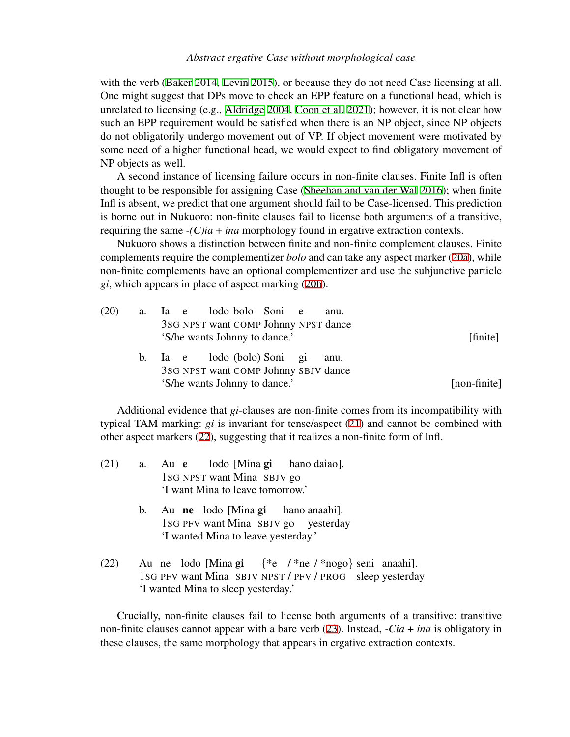with the verb (Baker 2014, Levin 2015), or because they do not need Case licensing at all. One might suggest that DPs move to check an EPP feature on a functional head, which is unrelated to licensing (e.g., Aldridge 2004, Coon et al. 2021); however, it is not clear how such an EPP requirement would be satisfied when there is an NP object, since NP objects do not obligatorily undergo movement out of VP. If object movement were motivated by some need of a higher functional head, we would expect to find obligatory movement of NP objects as well.

A second instance of licensing failure occurs in non-finite clauses. Finite Infl is often thought to be responsible for assigning Case (Sheehan and van der Wal 2016); when finite Infl is absent, we predict that one argument should fail to be Case-licensed. This prediction is borne out in Nukuoro: non-finite clauses fail to license both arguments of a transitive, requiring the same *-(C)ia* + *ina* morphology found in ergative extraction contexts.

Nukuoro shows a distinction between finite and non-finite complement clauses. Finite complements require the complementizer *bolo* and can take any aspect marker (20a), while non-finite complements have an optional complementizer and use the subjunctive particle *gi*, which appears in place of aspect marking (20b).

(20) a. Ia e lodo bolo Soni e anu.
3SG NPST want COMP Johnny NPST dance
'S/he wants Johnny to dance.' [finite]

b. Ia e lodo (bolo) Soni gi anu.
3SG NPST want COMP Johnny SBJV dance
'S/he wants Johnny to dance.' [non-finite]

Additional evidence that *gi*-clauses are non-finite comes from its incompatibility with typical TAM marking: *gi* is invariant for tense/aspect (21) and cannot be combined with other aspect markers (22), suggesting that it realizes a non-finite form of Infl.

(21) a. Au **e** lodo [Mina **gi** hano daiao].
1SG NPST want Mina SBJV go
'I want Mina to leave tomorrow.'

b. Au **ne** lodo [Mina **gi** hano anaahi].
1SG PFV want Mina SBJV go yesterday
'I wanted Mina to leave yesterday.'

(22) Au ne lodo [Mina **gi** {*e / *ne / *nogo} seni anaahi].
1SG PFV want Mina SBJV NPST / PFV / PROG sleep yesterday
'I wanted Mina to sleep yesterday.'

Crucially, non-finite clauses fail to license both arguments of a transitive: transitive non-finite clauses cannot appear with a bare verb (23). Instead, *-Cia* + *ina* is obligatory in these clauses, the same morphology that appears in ergative extraction contexts.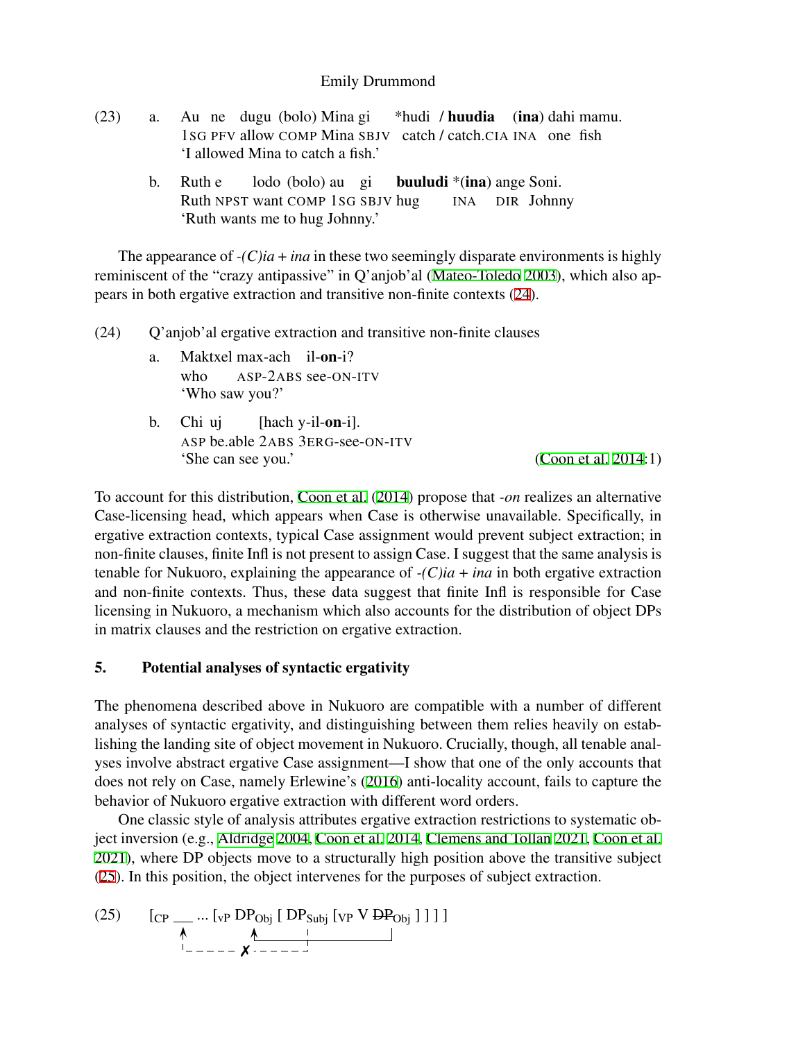(23) a. Au ne dugu (bolo) Mina gi *hudi / **huudia** (**ina**) dahi mamu.
 1SG PFV allow COMP Mina SBJV catch / catch.CIA INA one fish
 'I allowed Mina to catch a fish.'

b. Ruth e lodo (bolo) au gi **buuludi** *(**ina**) ange Soni.
 Ruth NPST want COMP 1SG SBJV hug INA DIR Johnny
 'Ruth wants me to hug Johnny.'

The appearance of *-(C)ia* + *ina* in these two seemingly disparate environments is highly reminiscent of the "crazy antipassive" in Q'anjob'al (Mateo-Toledo 2003), which also appears in both ergative extraction and transitive non-finite contexts (24).

(24) Q'anjob'al ergative extraction and transitive non-finite clauses

a. Maktxel max-ach il-**on**-i?
 who ASP-2ABS see-ON-ITV
 'Who saw you?'

b. Chi uj [hach y-il-**on**-i].
 ASP be.able 2ABS 3ERG-see-ON-ITV
 'She can see you.' (Coon et al. 2014:1)

To account for this distribution, Coon et al. (2014) propose that *-on* realizes an alternative Case-licensing head, which appears when Case is otherwise unavailable. Specifically, in ergative extraction contexts, typical Case assignment would prevent subject extraction; in non-finite clauses, finite Infl is not present to assign Case. I suggest that the same analysis is tenable for Nukuoro, explaining the appearance of *-(C)ia* + *ina* in both ergative extraction and non-finite contexts. Thus, these data suggest that finite Infl is responsible for Case licensing in Nukuoro, a mechanism which also accounts for the distribution of object DPs in matrix clauses and the restriction on ergative extraction.

## 5. Potential analyses of syntactic ergativity

The phenomena described above in Nukuoro are compatible with a number of different analyses of syntactic ergativity, and distinguishing between them relies heavily on establishing the landing site of object movement in Nukuoro. Crucially, though, all tenable analyses involve abstract ergative Case assignment—I show that one of the only accounts that does not rely on Case, namely Erlewine's (2016) anti-locality account, fails to capture the behavior of Nukuoro ergative extraction with different word orders.

One classic style of analysis attributes ergative extraction restrictions to systematic object inversion (e.g., Aldridge 2004, Coon et al. 2014, Clemens and Tollan 2021, Coon et al. 2021), where DP objects move to a structurally high position above the transitive subject (25). In this position, the object intervenes for the purposes of subject extraction.

(25) $[_{CP}$ ___ ... $[_{vP}$ $DP_{Obj}$ [ $DP_{Subj}$ $[_{VP}$ V ~~$DP_{Obj}$~~ ] ] ] ]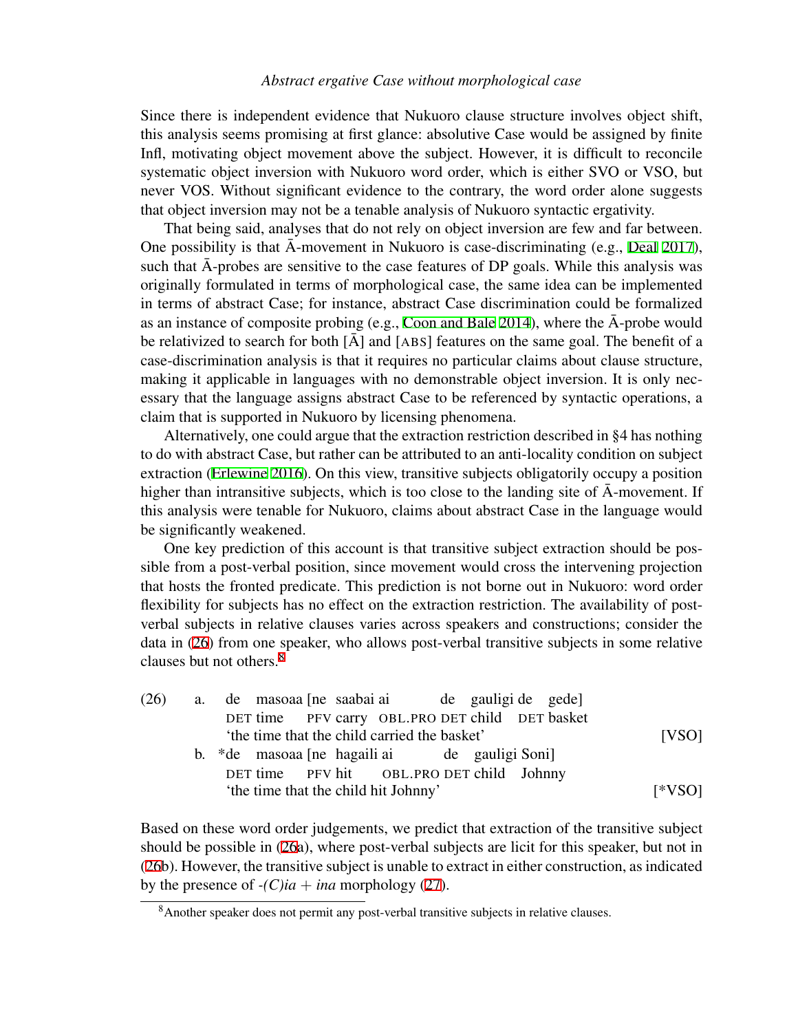Since there is independent evidence that Nukuoro clause structure involves object shift, this analysis seems promising at first glance: absolutive Case would be assigned by finite Infl, motivating object movement above the subject. However, it is difficult to reconcile systematic object inversion with Nukuoro word order, which is either SVO or VSO, but never VOS. Without significant evidence to the contrary, the word order alone suggests that object inversion may not be a tenable analysis of Nukuoro syntactic ergativity.

That being said, analyses that do not rely on object inversion are few and far between. One possibility is that Ā-movement in Nukuoro is case-discriminating (e.g., Deal 2017), such that Ā-probes are sensitive to the case features of DP goals. While this analysis was originally formulated in terms of morphological case, the same idea can be implemented in terms of abstract Case; for instance, abstract Case discrimination could be formalized as an instance of composite probing (e.g., Coon and Bale 2014), where the Ā-probe would be relativized to search for both [Ā] and [ABS] features on the same goal. The benefit of a case-discrimination analysis is that it requires no particular claims about clause structure, making it applicable in languages with no demonstrable object inversion. It is only necessary that the language assigns abstract Case to be referenced by syntactic operations, a claim that is supported in Nukuoro by licensing phenomena.

Alternatively, one could argue that the extraction restriction described in §4 has nothing to do with abstract Case, but rather can be attributed to an anti-locality condition on subject extraction (Erlewine 2016). On this view, transitive subjects obligatorily occupy a position higher than intransitive subjects, which is too close to the landing site of Ā-movement. If this analysis were tenable for Nukuoro, claims about abstract Case in the language would be significantly weakened.

One key prediction of this account is that transitive subject extraction should be possible from a post-verbal position, since movement would cross the intervening projection that hosts the fronted predicate. This prediction is not borne out in Nukuoro: word order flexibility for subjects has no effect on the extraction restriction. The availability of post-verbal subjects in relative clauses varies across speakers and constructions; consider the data in (26) from one speaker, who allows post-verbal transitive subjects in some relative clauses but not others.[8]

(26) a. de masoaa [ne saabai ai de gauligi de gede]
DET time PFV carry OBL.PRO DET child DET basket
'the time that the child carried the basket' [VSO]

b. *de masoaa [ne hagaili ai de gauligi Soni]
DET time PFV hit OBL.PRO DET child Johnny
'the time that the child hit Johnny' [*VSO]

Based on these word order judgements, we predict that extraction of the transitive subject should be possible in (26a), where post-verbal subjects are licit for this speaker, but not in (26b). However, the transitive subject is unable to extract in either construction, as indicated by the presence of *-(C)ia* + *ina* morphology (27).

[8] Another speaker does not permit any post-verbal transitive subjects in relative clauses.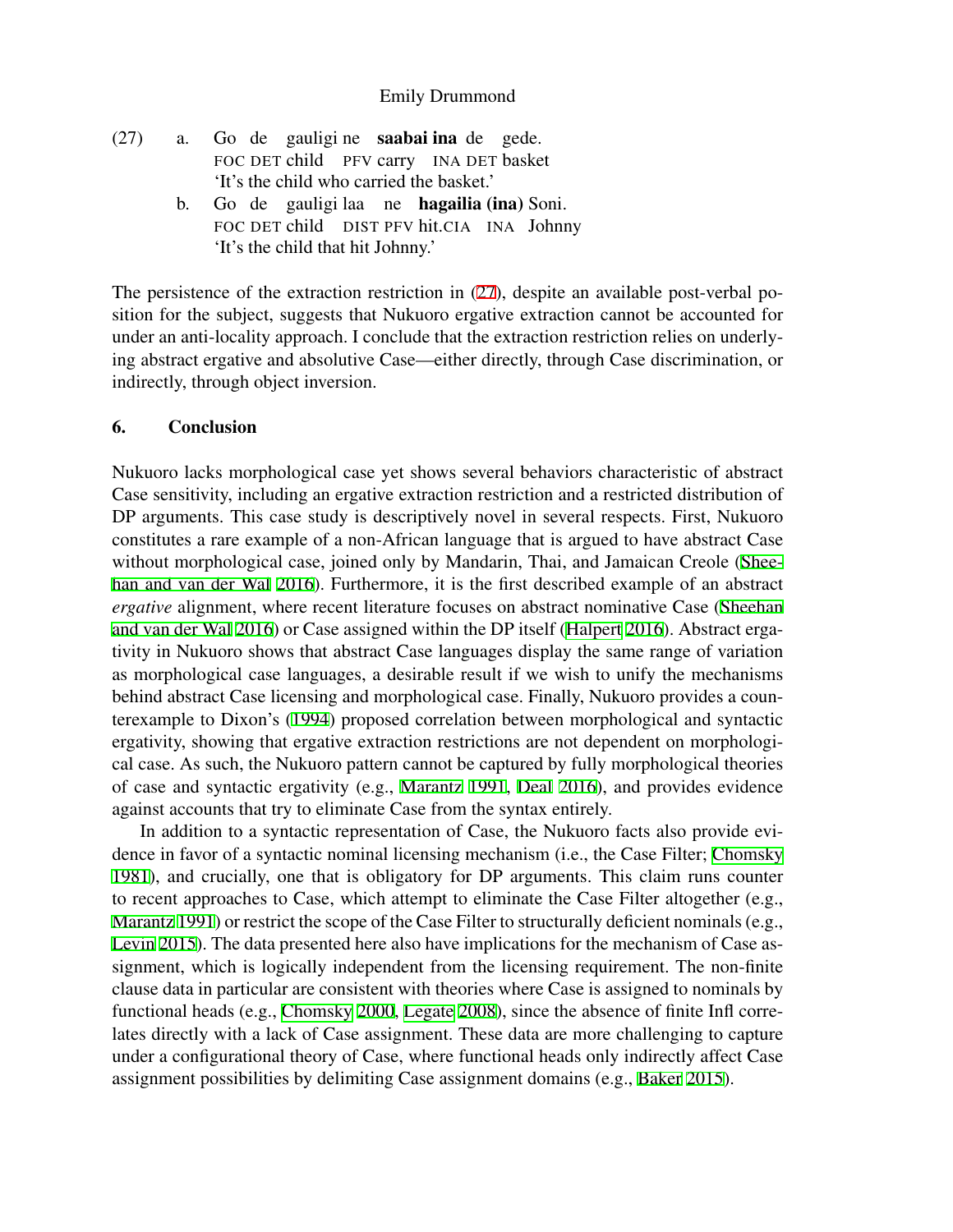(27) a. Go de gauligi ne **saabai ina** de gede.
   FOC DET child PFV carry INA DET basket
   'It's the child who carried the basket.'

  b. Go de gauligi laa ne **hagailia (ina)** Soni.
   FOC DET child DIST PFV hit.CIA INA Johnny
   'It's the child that hit Johnny.'

The persistence of the extraction restriction in (27), despite an available post-verbal position for the subject, suggests that Nukuoro ergative extraction cannot be accounted for under an anti-locality approach. I conclude that the extraction restriction relies on underlying abstract ergative and absolutive Case—either directly, through Case discrimination, or indirectly, through object inversion.

## 6. Conclusion

Nukuoro lacks morphological case yet shows several behaviors characteristic of abstract Case sensitivity, including an ergative extraction restriction and a restricted distribution of DP arguments. This case study is descriptively novel in several respects. First, Nukuoro constitutes a rare example of a non-African language that is argued to have abstract Case without morphological case, joined only by Mandarin, Thai, and Jamaican Creole (Sheehan and van der Wal 2016). Furthermore, it is the first described example of an abstract *ergative* alignment, where recent literature focuses on abstract nominative Case (Sheehan and van der Wal 2016) or Case assigned within the DP itself (Halpert 2016). Abstract ergativity in Nukuoro shows that abstract Case languages display the same range of variation as morphological case languages, a desirable result if we wish to unify the mechanisms behind abstract Case licensing and morphological case. Finally, Nukuoro provides a counterexample to Dixon's (1994) proposed correlation between morphological and syntactic ergativity, showing that ergative extraction restrictions are not dependent on morphological case. As such, the Nukuoro pattern cannot be captured by fully morphological theories of case and syntactic ergativity (e.g., Marantz 1991, Deal 2016), and provides evidence against accounts that try to eliminate Case from the syntax entirely.

In addition to a syntactic representation of Case, the Nukuoro facts also provide evidence in favor of a syntactic nominal licensing mechanism (i.e., the Case Filter; Chomsky 1981), and crucially, one that is obligatory for DP arguments. This claim runs counter to recent approaches to Case, which attempt to eliminate the Case Filter altogether (e.g., Marantz 1991) or restrict the scope of the Case Filter to structurally deficient nominals (e.g., Levin 2015). The data presented here also have implications for the mechanism of Case assignment, which is logically independent from the licensing requirement. The non-finite clause data in particular are consistent with theories where Case is assigned to nominals by functional heads (e.g., Chomsky 2000, Legate 2008), since the absence of finite Infl correlates directly with a lack of Case assignment. These data are more challenging to capture under a configurational theory of Case, where functional heads only indirectly affect Case assignment possibilities by delimiting Case assignment domains (e.g., Baker 2015).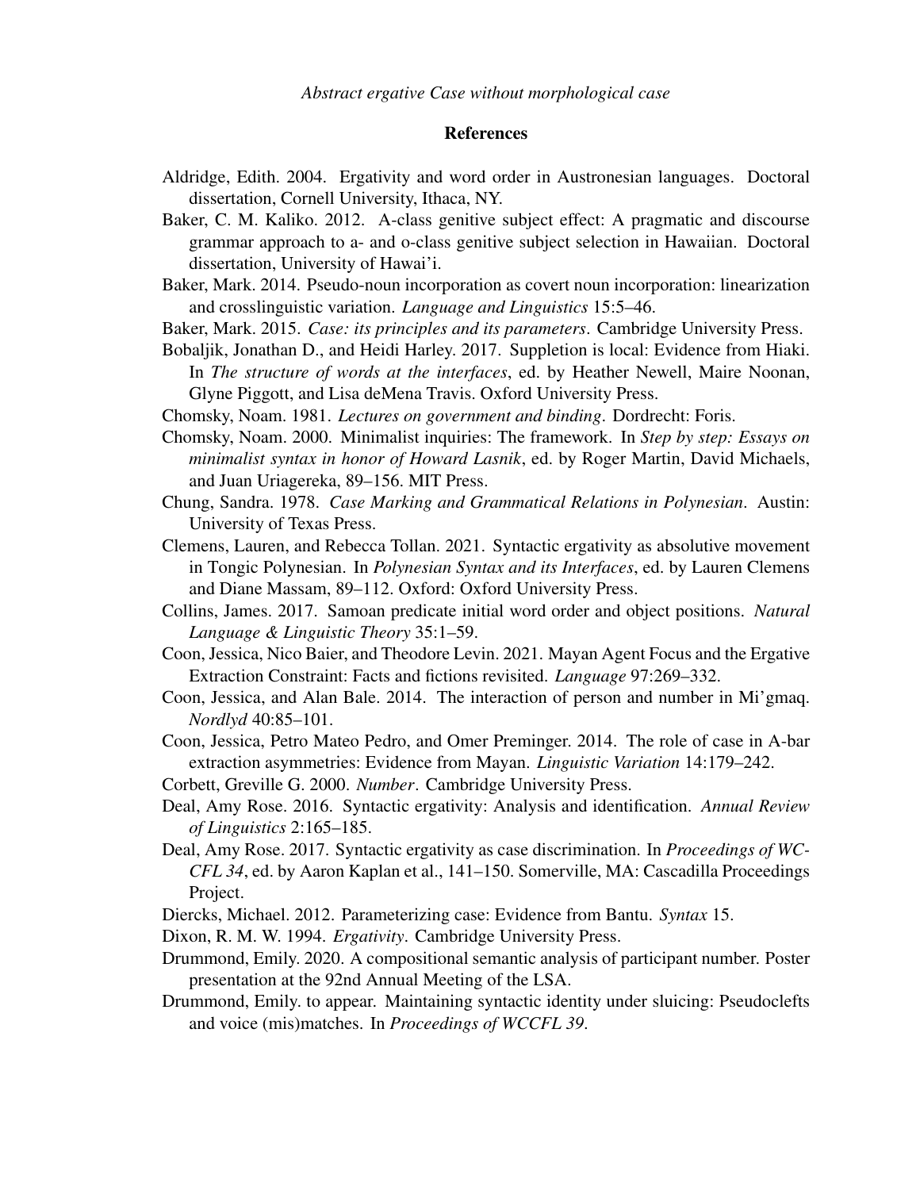## References

Aldridge, Edith. 2004. Ergativity and word order in Austronesian languages. Doctoral dissertation, Cornell University, Ithaca, NY.

Baker, C. M. Kaliko. 2012. A-class genitive subject effect: A pragmatic and discourse grammar approach to a- and o-class genitive subject selection in Hawaiian. Doctoral dissertation, University of Hawai'i.

Baker, Mark. 2014. Pseudo-noun incorporation as covert noun incorporation: linearization and crosslinguistic variation. *Language and Linguistics* 15:5–46.

Baker, Mark. 2015. *Case: its principles and its parameters*. Cambridge University Press.

Bobaljik, Jonathan D., and Heidi Harley. 2017. Suppletion is local: Evidence from Hiaki. In *The structure of words at the interfaces*, ed. by Heather Newell, Maire Noonan, Glyne Piggott, and Lisa deMena Travis. Oxford University Press.

Chomsky, Noam. 1981. *Lectures on government and binding*. Dordrecht: Foris.

Chomsky, Noam. 2000. Minimalist inquiries: The framework. In *Step by step: Essays on minimalist syntax in honor of Howard Lasnik*, ed. by Roger Martin, David Michaels, and Juan Uriagereka, 89–156. MIT Press.

Chung, Sandra. 1978. *Case Marking and Grammatical Relations in Polynesian*. Austin: University of Texas Press.

Clemens, Lauren, and Rebecca Tollan. 2021. Syntactic ergativity as absolutive movement in Tongic Polynesian. In *Polynesian Syntax and its Interfaces*, ed. by Lauren Clemens and Diane Massam, 89–112. Oxford: Oxford University Press.

Collins, James. 2017. Samoan predicate initial word order and object positions. *Natural Language & Linguistic Theory* 35:1–59.

Coon, Jessica, Nico Baier, and Theodore Levin. 2021. Mayan Agent Focus and the Ergative Extraction Constraint: Facts and fictions revisited. *Language* 97:269–332.

Coon, Jessica, and Alan Bale. 2014. The interaction of person and number in Mi'gmaq. *Nordlyd* 40:85–101.

Coon, Jessica, Petro Mateo Pedro, and Omer Preminger. 2014. The role of case in A-bar extraction asymmetries: Evidence from Mayan. *Linguistic Variation* 14:179–242.

Corbett, Greville G. 2000. *Number*. Cambridge University Press.

Deal, Amy Rose. 2016. Syntactic ergativity: Analysis and identification. *Annual Review of Linguistics* 2:165–185.

Deal, Amy Rose. 2017. Syntactic ergativity as case discrimination. In *Proceedings of WC-CFL 34*, ed. by Aaron Kaplan et al., 141–150. Somerville, MA: Cascadilla Proceedings Project.

Diercks, Michael. 2012. Parameterizing case: Evidence from Bantu. *Syntax* 15.

Dixon, R. M. W. 1994. *Ergativity*. Cambridge University Press.

Drummond, Emily. 2020. A compositional semantic analysis of participant number. Poster presentation at the 92nd Annual Meeting of the LSA.

Drummond, Emily. to appear. Maintaining syntactic identity under sluicing: Pseudoclefts and voice (mis)matches. In *Proceedings of WCCFL 39*.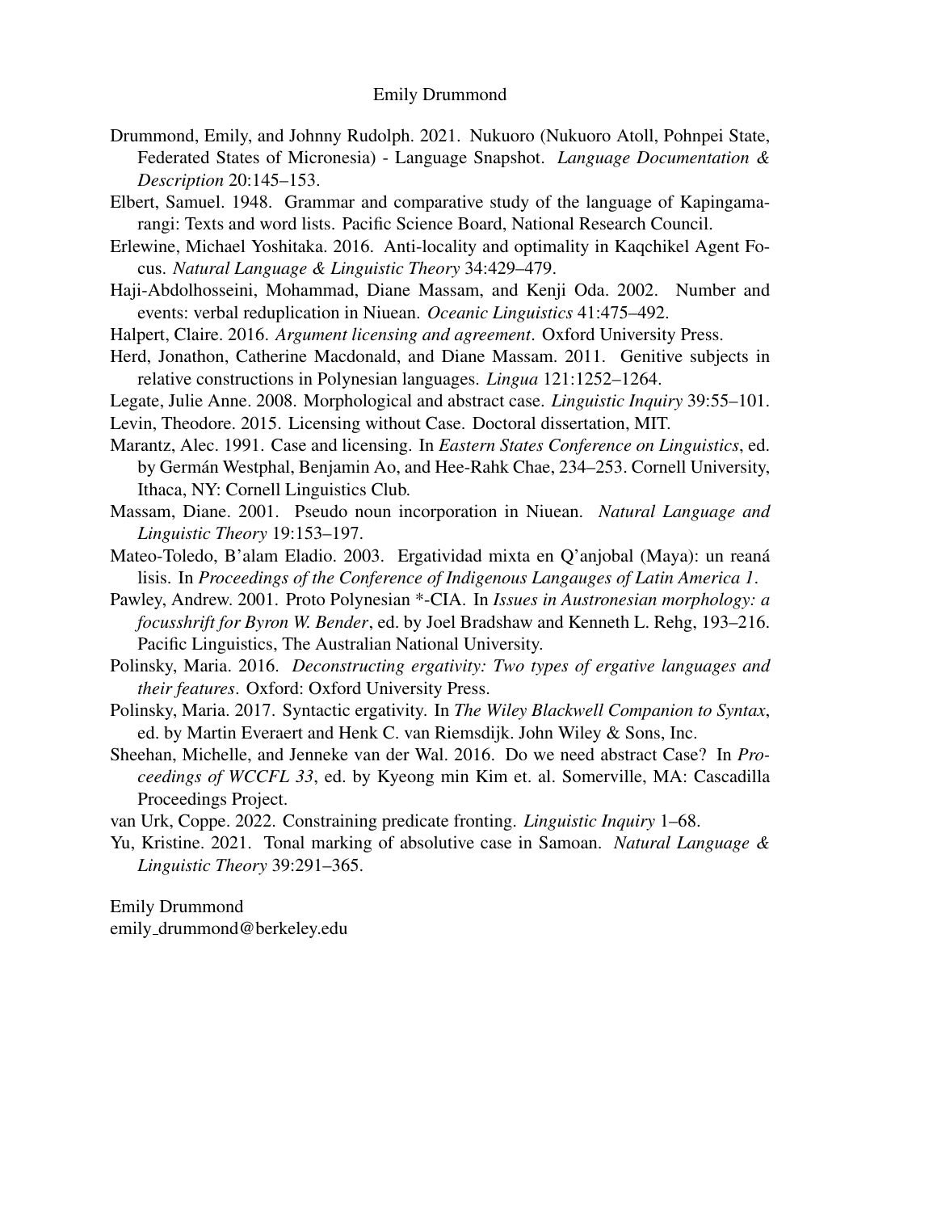Drummond, Emily, and Johnny Rudolph. 2021. Nukuoro (Nukuoro Atoll, Pohnpei State, Federated States of Micronesia) - Language Snapshot. *Language Documentation & Description* 20:145–153.

Elbert, Samuel. 1948. Grammar and comparative study of the language of Kapingamarangi: Texts and word lists. Pacific Science Board, National Research Council.

Erlewine, Michael Yoshitaka. 2016. Anti-locality and optimality in Kaqchikel Agent Focus. *Natural Language & Linguistic Theory* 34:429–479.

Haji-Abdolhosseini, Mohammad, Diane Massam, and Kenji Oda. 2002. Number and events: verbal reduplication in Niuean. *Oceanic Linguistics* 41:475–492.

Halpert, Claire. 2016. *Argument licensing and agreement*. Oxford University Press.

Herd, Jonathon, Catherine Macdonald, and Diane Massam. 2011. Genitive subjects in relative constructions in Polynesian languages. *Lingua* 121:1252–1264.

Legate, Julie Anne. 2008. Morphological and abstract case. *Linguistic Inquiry* 39:55–101.

Levin, Theodore. 2015. Licensing without Case. Doctoral dissertation, MIT.

Marantz, Alec. 1991. Case and licensing. In *Eastern States Conference on Linguistics*, ed. by Germán Westphal, Benjamin Ao, and Hee-Rahk Chae, 234–253. Cornell University, Ithaca, NY: Cornell Linguistics Club.

Massam, Diane. 2001. Pseudo noun incorporation in Niuean. *Natural Language and Linguistic Theory* 19:153–197.

Mateo-Toledo, B'alam Eladio. 2003. Ergatividad mixta en Q'anjobal (Maya): un reaná lisis. In *Proceedings of the Conference of Indigenous Langauges of Latin America 1*.

Pawley, Andrew. 2001. Proto Polynesian *-CIA. In *Issues in Austronesian morphology: a focusshrift for Byron W. Bender*, ed. by Joel Bradshaw and Kenneth L. Rehg, 193–216. Pacific Linguistics, The Australian National University.

Polinsky, Maria. 2016. *Deconstructing ergativity: Two types of ergative languages and their features*. Oxford: Oxford University Press.

Polinsky, Maria. 2017. Syntactic ergativity. In *The Wiley Blackwell Companion to Syntax*, ed. by Martin Everaert and Henk C. van Riemsdijk. John Wiley & Sons, Inc.

Sheehan, Michelle, and Jenneke van der Wal. 2016. Do we need abstract Case? In *Proceedings of WCCFL 33*, ed. by Kyeong min Kim et. al. Somerville, MA: Cascadilla Proceedings Project.

van Urk, Coppe. 2022. Constraining predicate fronting. *Linguistic Inquiry* 1–68.

Yu, Kristine. 2021. Tonal marking of absolutive case in Samoan. *Natural Language & Linguistic Theory* 39:291–365.

Emily Drummond
emily_drummond@berkeley.edu